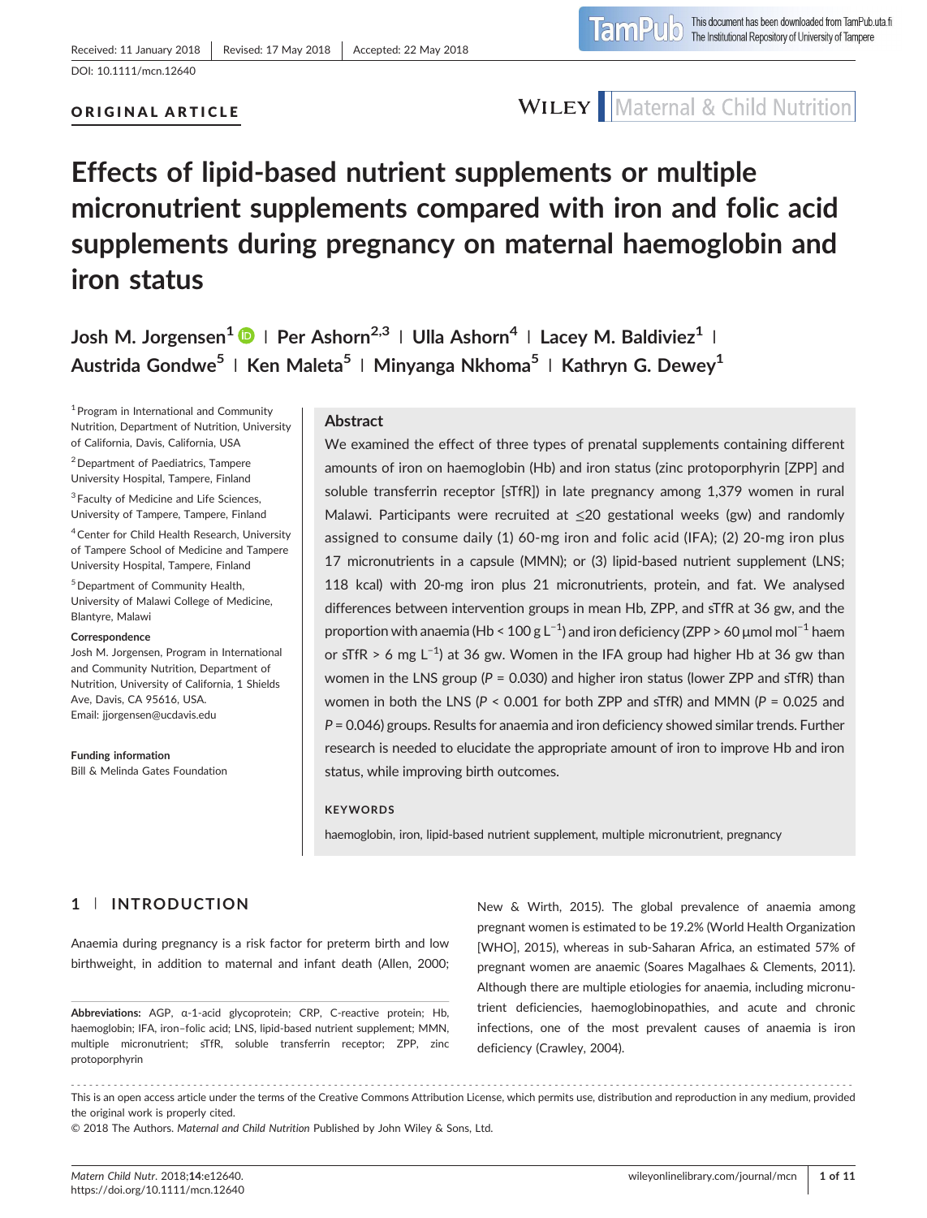Received: 11 January 2018 | Revised: 17 May 2018 | Accepted: 22 May 2018

DOI: 10.1111/mcn.12640

**ORIGINAL ARTICLE**

# Effects of lipid-based nutrient supplements or multiple micronutrient supplements compared with iron and folic acid supplements during pregnancy on maternal haemoglobin and iron status

Josh M. Jorgensen[1] | Per Ashorn[2,3] | Ulla Ashorn[4] | Lacey M. Baldiviez[1] | Austrida Gondwe[5] | Ken Maleta[5] | Minyanga Nkhoma[5] | Kathryn G. Dewey[1]

[1] Program in International and Community Nutrition, Department of Nutrition, University of California, Davis, California, USA

[2] Department of Paediatrics, Tampere University Hospital, Tampere, Finland

[3] Faculty of Medicine and Life Sciences, University of Tampere, Tampere, Finland

[4] Center for Child Health Research, University of Tampere School of Medicine and Tampere University Hospital, Tampere, Finland

[5] Department of Community Health, University of Malawi College of Medicine, Blantyre, Malawi

**Correspondence**
Josh M. Jorgensen, Program in International and Community Nutrition, Department of Nutrition, University of California, 1 Shields Ave, Davis, CA 95616, USA.
Email: jjorgensen@ucdavis.edu

**Funding information**
Bill & Melinda Gates Foundation

## Abstract

We examined the effect of three types of prenatal supplements containing different amounts of iron on haemoglobin (Hb) and iron status (zinc protoporphyrin [ZPP] and soluble transferrin receptor [sTfR]) in late pregnancy among 1,379 women in rural Malawi. Participants were recruited at ≤20 gestational weeks (gw) and randomly assigned to consume daily (1) 60-mg iron and folic acid (IFA); (2) 20-mg iron plus 17 micronutrients in a capsule (MMN); or (3) lipid-based nutrient supplement (LNS; 118 kcal) with 20-mg iron plus 21 micronutrients, protein, and fat. We analysed differences between intervention groups in mean Hb, ZPP, and sTfR at 36 gw, and the proportion with anaemia (Hb < 100 g $L^{-1}$) and iron deficiency (ZPP > 60 μmol $mol^{-1}$ haem or sTfR > 6 mg $L^{-1}$) at 36 gw. Women in the IFA group had higher Hb at 36 gw than women in the LNS group ($P = 0.030$) and higher iron status (lower ZPP and sTfR) than women in both the LNS ($P < 0.001$ for both ZPP and sTfR) and MMN ($P = 0.025$ and $P = 0.046$) groups. Results for anaemia and iron deficiency showed similar trends. Further research is needed to elucidate the appropriate amount of iron to improve Hb and iron status, while improving birth outcomes.

**KEYWORDS**

haemoglobin, iron, lipid-based nutrient supplement, multiple micronutrient, pregnancy

## 1 | INTRODUCTION

Anaemia during pregnancy is a risk factor for preterm birth and low birthweight, in addition to maternal and infant death (Allen, 2000; New & Wirth, 2015). The global prevalence of anaemia among pregnant women is estimated to be 19.2% (World Health Organization [WHO], 2015), whereas in sub-Saharan Africa, an estimated 57% of pregnant women are anaemic (Soares Magalhaes & Clements, 2011). Although there are multiple etiologies for anaemia, including micronutrient deficiencies, haemoglobinopathies, and acute and chronic infections, one of the most prevalent causes of anaemia is iron deficiency (Crawley, 2004).

**Abbreviations:** AGP, α-1-acid glycoprotein; CRP, C-reactive protein; Hb, haemoglobin; IFA, iron–folic acid; LNS, lipid-based nutrient supplement; MMN, multiple micronutrient; sTfR, soluble transferrin receptor; ZPP, zinc protoporphyrin

This is an open access article under the terms of the Creative Commons Attribution License, which permits use, distribution and reproduction in any medium, provided the original work is properly cited.

© 2018 The Authors. *Maternal and Child Nutrition* Published by John Wiley & Sons, Ltd.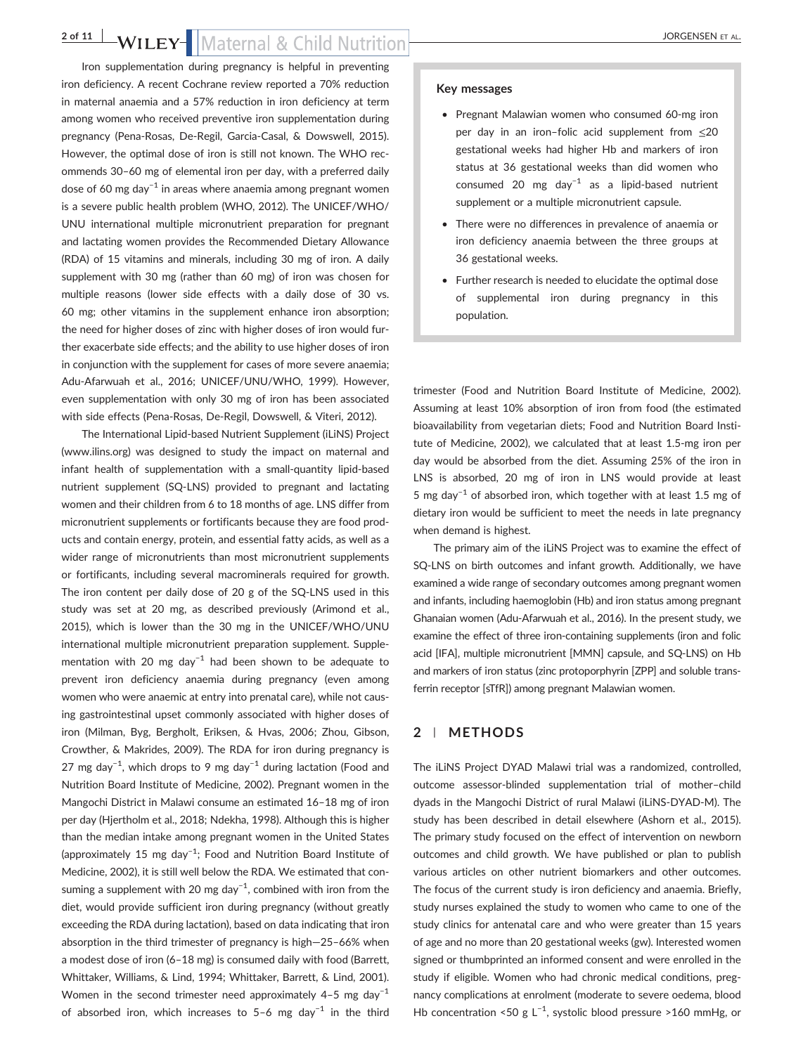Iron supplementation during pregnancy is helpful in preventing iron deficiency. A recent Cochrane review reported a 70% reduction in maternal anaemia and a 57% reduction in iron deficiency at term among women who received preventive iron supplementation during pregnancy (Pena-Rosas, De-Regil, Garcia-Casal, & Dowswell, 2015). However, the optimal dose of iron is still not known. The WHO recommends 30–60 mg of elemental iron per day, with a preferred daily dose of 60 mg day$^{-1}$ in areas where anaemia among pregnant women is a severe public health problem (WHO, 2012). The UNICEF/WHO/UNU international multiple micronutrient preparation for pregnant and lactating women provides the Recommended Dietary Allowance (RDA) of 15 vitamins and minerals, including 30 mg of iron. A daily supplement with 30 mg (rather than 60 mg) of iron was chosen for multiple reasons (lower side effects with a daily dose of 30 vs. 60 mg; other vitamins in the supplement enhance iron absorption; the need for higher doses of zinc with higher doses of iron would further exacerbate side effects; and the ability to use higher doses of iron in conjunction with the supplement for cases of more severe anaemia; Adu-Afarwuah et al., 2016; UNICEF/UNU/WHO, 1999). However, even supplementation with only 30 mg of iron has been associated with side effects (Pena-Rosas, De-Regil, Dowswell, & Viteri, 2012).

The International Lipid-based Nutrient Supplement (iLiNS) Project (www.ilins.org) was designed to study the impact on maternal and infant health of supplementation with a small-quantity lipid-based nutrient supplement (SQ-LNS) provided to pregnant and lactating women and their children from 6 to 18 months of age. LNS differ from micronutrient supplements or fortificants because they are food products and contain energy, protein, and essential fatty acids, as well as a wider range of micronutrients than most micronutrient supplements or fortificants, including several macrominerals required for growth. The iron content per daily dose of 20 g of the SQ-LNS used in this study was set at 20 mg, as described previously (Arimond et al., 2015), which is lower than the 30 mg in the UNICEF/WHO/UNU international multiple micronutrient preparation supplement. Supplementation with 20 mg day$^{-1}$ had been shown to be adequate to prevent iron deficiency anaemia during pregnancy (even among women who were anaemic at entry into prenatal care), while not causing gastrointestinal upset commonly associated with higher doses of iron (Milman, Byg, Bergholt, Eriksen, & Hvas, 2006; Zhou, Gibson, Crowther, & Makrides, 2009). The RDA for iron during pregnancy is 27 mg day$^{-1}$, which drops to 9 mg day$^{-1}$ during lactation (Food and Nutrition Board Institute of Medicine, 2002). Pregnant women in the Mangochi District in Malawi consume an estimated 16–18 mg of iron per day (Hjertholm et al., 2018; Ndekha, 1998). Although this is higher than the median intake among pregnant women in the United States (approximately 15 mg day$^{-1}$; Food and Nutrition Board Institute of Medicine, 2002), it is still well below the RDA. We estimated that consuming a supplement with 20 mg day$^{-1}$, combined with iron from the diet, would provide sufficient iron during pregnancy (without greatly exceeding the RDA during lactation), based on data indicating that iron absorption in the third trimester of pregnancy is high—25–66% when a modest dose of iron (6–18 mg) is consumed daily with food (Barrett, Whittaker, Williams, & Lind, 1994; Whittaker, Barrett, & Lind, 2001). Women in the second trimester need approximately 4–5 mg day$^{-1}$ of absorbed iron, which increases to 5–6 mg day$^{-1}$ in the third trimester (Food and Nutrition Board Institute of Medicine, 2002). Assuming at least 10% absorption of iron from food (the estimated bioavailability from vegetarian diets; Food and Nutrition Board Institute of Medicine, 2002), we calculated that at least 1.5-mg iron per day would be absorbed from the diet. Assuming 25% of the iron in LNS is absorbed, 20 mg of iron in LNS would provide at least 5 mg day$^{-1}$ of absorbed iron, which together with at least 1.5 mg of dietary iron would be sufficient to meet the needs in late pregnancy when demand is highest.

**Key messages**

- Pregnant Malawian women who consumed 60-mg iron per day in an iron–folic acid supplement from ≤20 gestational weeks had higher Hb and markers of iron status at 36 gestational weeks than did women who consumed 20 mg day$^{-1}$ as a lipid-based nutrient supplement or a multiple micronutrient capsule.
- There were no differences in prevalence of anaemia or iron deficiency anaemia between the three groups at 36 gestational weeks.
- Further research is needed to elucidate the optimal dose of supplemental iron during pregnancy in this population.

The primary aim of the iLiNS Project was to examine the effect of SQ-LNS on birth outcomes and infant growth. Additionally, we have examined a wide range of secondary outcomes among pregnant women and infants, including haemoglobin (Hb) and iron status among pregnant Ghanaian women (Adu-Afarwuah et al., 2016). In the present study, we examine the effect of three iron-containing supplements (iron and folic acid [IFA], multiple micronutrient [MMN] capsule, and SQ-LNS) on Hb and markers of iron status (zinc protoporphyrin [ZPP] and soluble transferrin receptor [sTfR]) among pregnant Malawian women.

## 2 | METHODS

The iLiNS Project DYAD Malawi trial was a randomized, controlled, outcome assessor-blinded supplementation trial of mother–child dyads in the Mangochi District of rural Malawi (iLiNS-DYAD-M). The study has been described in detail elsewhere (Ashorn et al., 2015). The primary study focused on the effect of intervention on newborn outcomes and child growth. We have published or plan to publish various articles on other nutrient biomarkers and other outcomes. The focus of the current study is iron deficiency and anaemia. Briefly, study nurses explained the study to women who came to one of the study clinics for antenatal care and who were greater than 15 years of age and no more than 20 gestational weeks (gw). Interested women signed or thumbprinted an informed consent and were enrolled in the study if eligible. Women who had chronic medical conditions, pregnancy complications at enrolment (moderate to severe oedema, blood Hb concentration <50 g L$^{-1}$, systolic blood pressure >160 mmHg, or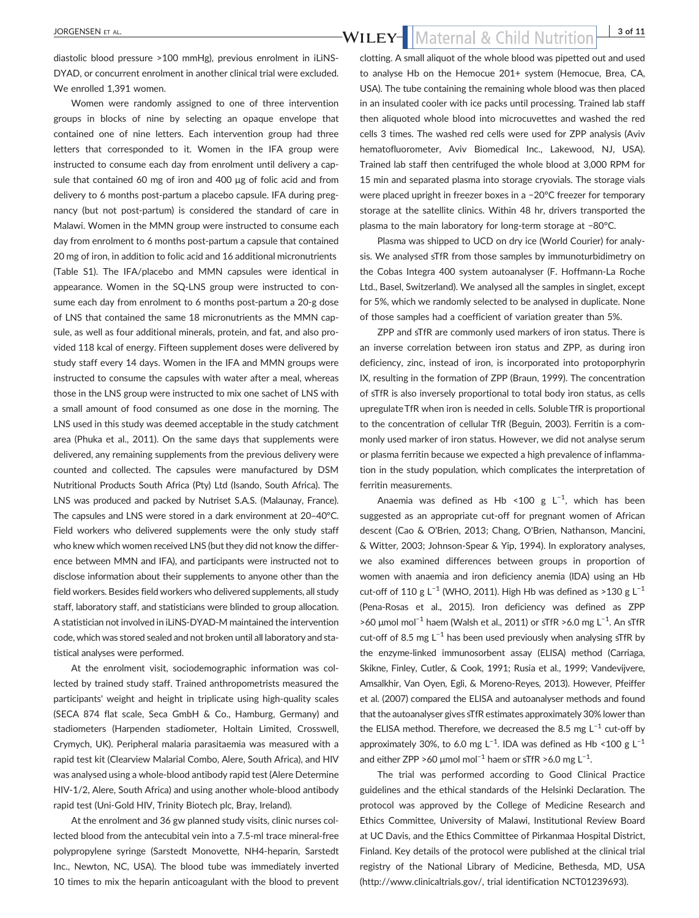diastolic blood pressure >100 mmHg), previous enrolment in iLiNS-DYAD, or concurrent enrolment in another clinical trial were excluded. We enrolled 1,391 women.

Women were randomly assigned to one of three intervention groups in blocks of nine by selecting an opaque envelope that contained one of nine letters. Each intervention group had three letters that corresponded to it. Women in the IFA group were instructed to consume each day from enrolment until delivery a capsule that contained 60 mg of iron and 400 μg of folic acid and from delivery to 6 months post-partum a placebo capsule. IFA during pregnancy (but not post-partum) is considered the standard of care in Malawi. Women in the MMN group were instructed to consume each day from enrolment to 6 months post-partum a capsule that contained 20 mg of iron, in addition to folic acid and 16 additional micronutrients (Table S1). The IFA/placebo and MMN capsules were identical in appearance. Women in the SQ-LNS group were instructed to consume each day from enrolment to 6 months post-partum a 20-g dose of LNS that contained the same 18 micronutrients as the MMN capsule, as well as four additional minerals, protein, and fat, and also provided 118 kcal of energy. Fifteen supplement doses were delivered by study staff every 14 days. Women in the IFA and MMN groups were instructed to consume the capsules with water after a meal, whereas those in the LNS group were instructed to mix one sachet of LNS with a small amount of food consumed as one dose in the morning. The LNS used in this study was deemed acceptable in the study catchment area (Phuka et al., 2011). On the same days that supplements were delivered, any remaining supplements from the previous delivery were counted and collected. The capsules were manufactured by DSM Nutritional Products South Africa (Pty) Ltd (Isando, South Africa). The LNS was produced and packed by Nutriset S.A.S. (Malaunay, France). The capsules and LNS were stored in a dark environment at 20–40°C. Field workers who delivered supplements were the only study staff who knew which women received LNS (but they did not know the difference between MMN and IFA), and participants were instructed not to disclose information about their supplements to anyone other than the field workers. Besides field workers who delivered supplements, all study staff, laboratory staff, and statisticians were blinded to group allocation. A statistician not involved in iLiNS-DYAD-M maintained the intervention code, which was stored sealed and not broken until all laboratory and statistical analyses were performed.

At the enrolment visit, sociodemographic information was collected by trained study staff. Trained anthropometrists measured the participants' weight and height in triplicate using high-quality scales (SECA 874 flat scale, Seca GmbH & Co., Hamburg, Germany) and stadiometers (Harpenden stadiometer, Holtain Limited, Crosswell, Crymych, UK). Peripheral malaria parasitaemia was measured with a rapid test kit (Clearview Malarial Combo, Alere, South Africa), and HIV was analysed using a whole-blood antibody rapid test (Alere Determine HIV-1/2, Alere, South Africa) and using another whole-blood antibody rapid test (Uni-Gold HIV, Trinity Biotech plc, Bray, Ireland).

At the enrolment and 36 gw planned study visits, clinic nurses collected blood from the antecubital vein into a 7.5-ml trace mineral-free polypropylene syringe (Sarstedt Monovette, NH4-heparin, Sarstedt Inc., Newton, NC, USA). The blood tube was immediately inverted 10 times to mix the heparin anticoagulant with the blood to prevent clotting. A small aliquot of the whole blood was pipetted out and used to analyse Hb on the Hemocue 201+ system (Hemocue, Brea, CA, USA). The tube containing the remaining whole blood was then placed in an insulated cooler with ice packs until processing. Trained lab staff then aliquoted whole blood into microcuvettes and washed the red cells 3 times. The washed red cells were used for ZPP analysis (Aviv hematofluorometer, Aviv Biomedical Inc., Lakewood, NJ, USA). Trained lab staff then centrifuged the whole blood at 3,000 RPM for 15 min and separated plasma into storage cryovials. The storage vials were placed upright in freezer boxes in a −20°C freezer for temporary storage at the satellite clinics. Within 48 hr, drivers transported the plasma to the main laboratory for long-term storage at −80°C.

Plasma was shipped to UCD on dry ice (World Courier) for analysis. We analysed sTfR from those samples by immunoturbidimetry on the Cobas Integra 400 system autoanalyser (F. Hoffmann-La Roche Ltd., Basel, Switzerland). We analysed all the samples in singlet, except for 5%, which we randomly selected to be analysed in duplicate. None of those samples had a coefficient of variation greater than 5%.

ZPP and sTfR are commonly used markers of iron status. There is an inverse correlation between iron status and ZPP, as during iron deficiency, zinc, instead of iron, is incorporated into protoporphyrin IX, resulting in the formation of ZPP (Braun, 1999). The concentration of sTfR is also inversely proportional to total body iron status, as cells upregulate TfR when iron is needed in cells. Soluble TfR is proportional to the concentration of cellular TfR (Beguin, 2003). Ferritin is a commonly used marker of iron status. However, we did not analyse serum or plasma ferritin because we expected a high prevalence of inflammation in the study population, which complicates the interpretation of ferritin measurements.

Anaemia was defined as Hb <100 g $L^{-1}$, which has been suggested as an appropriate cut-off for pregnant women of African descent (Cao & O'Brien, 2013; Chang, O'Brien, Nathanson, Mancini, & Witter, 2003; Johnson-Spear & Yip, 1994). In exploratory analyses, we also examined differences between groups in proportion of women with anaemia and iron deficiency anemia (IDA) using an Hb cut-off of 110 g $L^{-1}$ (WHO, 2011). High Hb was defined as >130 g $L^{-1}$ (Pena-Rosas et al., 2015). Iron deficiency was defined as ZPP >60 μmol $mol^{-1}$ haem (Walsh et al., 2011) or sTfR >6.0 mg $L^{-1}$. An sTfR cut-off of 8.5 mg $L^{-1}$ has been used previously when analysing sTfR by the enzyme-linked immunosorbent assay (ELISA) method (Carriaga, Skikne, Finley, Cutler, & Cook, 1991; Rusia et al., 1999; Vandevijvere, Amsalkhir, Van Oyen, Egli, & Moreno-Reyes, 2013). However, Pfeiffer et al. (2007) compared the ELISA and autoanalyser methods and found that the autoanalyser gives sTfR estimates approximately 30% lower than the ELISA method. Therefore, we decreased the 8.5 mg $L^{-1}$ cut-off by approximately 30%, to 6.0 mg $L^{-1}$. IDA was defined as Hb <100 g $L^{-1}$ and either ZPP >60 μmol $mol^{-1}$ haem or sTfR >6.0 mg $L^{-1}$.

The trial was performed according to Good Clinical Practice guidelines and the ethical standards of the Helsinki Declaration. The protocol was approved by the College of Medicine Research and Ethics Committee, University of Malawi, Institutional Review Board at UC Davis, and the Ethics Committee of Pirkanmaa Hospital District, Finland. Key details of the protocol were published at the clinical trial registry of the National Library of Medicine, Bethesda, MD, USA (http://www.clinicaltrials.gov/, trial identification NCT01239693).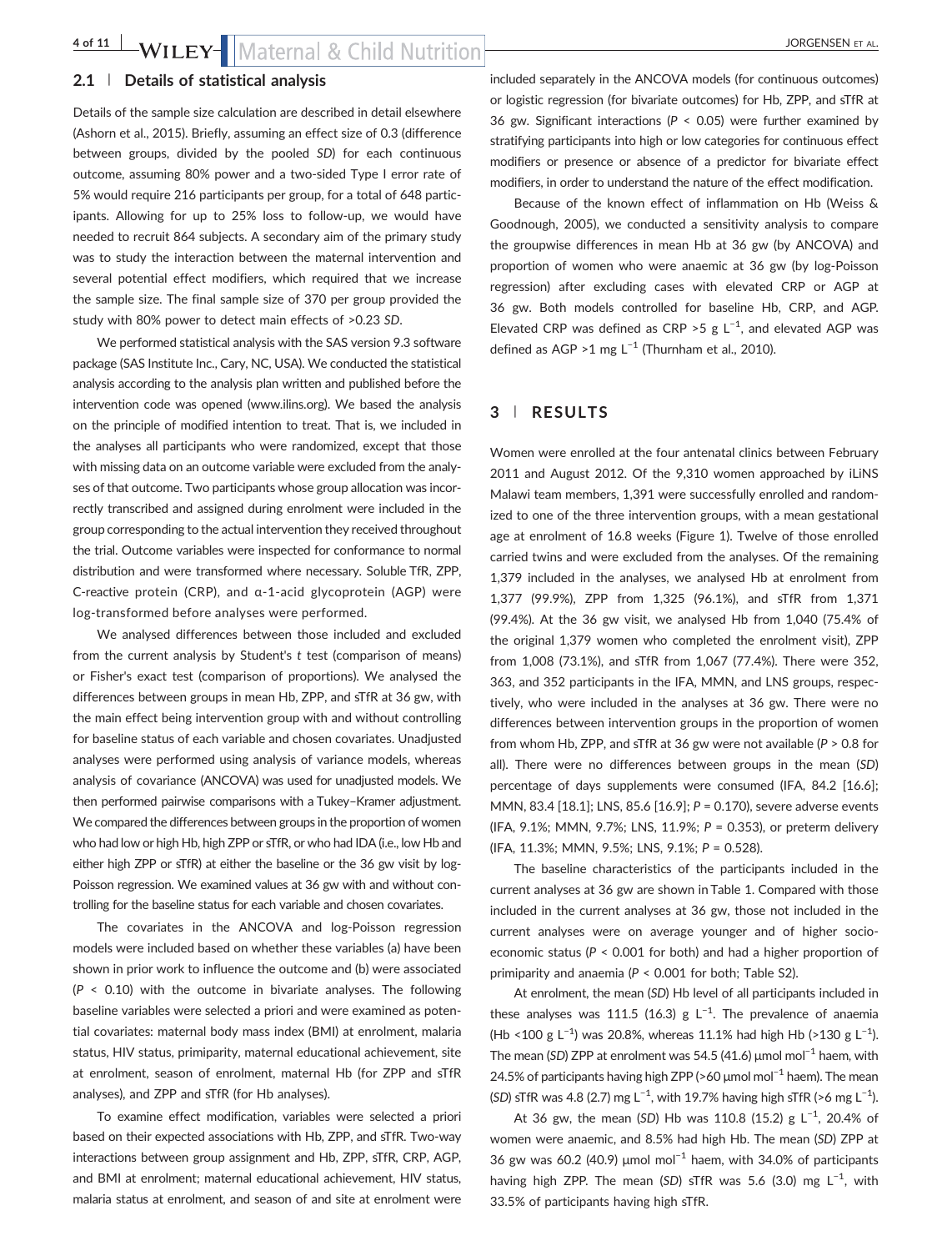## 2.1 | Details of statistical analysis

Details of the sample size calculation are described in detail elsewhere (Ashorn et al., 2015). Briefly, assuming an effect size of 0.3 (difference between groups, divided by the pooled *SD*) for each continuous outcome, assuming 80% power and a two-sided Type I error rate of 5% would require 216 participants per group, for a total of 648 participants. Allowing for up to 25% loss to follow-up, we would have needed to recruit 864 subjects. A secondary aim of the primary study was to study the interaction between the maternal intervention and several potential effect modifiers, which required that we increase the sample size. The final sample size of 370 per group provided the study with 80% power to detect main effects of >0.23 *SD*.

We performed statistical analysis with the SAS version 9.3 software package (SAS Institute Inc., Cary, NC, USA). We conducted the statistical analysis according to the analysis plan written and published before the intervention code was opened (www.ilins.org). We based the analysis on the principle of modified intention to treat. That is, we included in the analyses all participants who were randomized, except that those with missing data on an outcome variable were excluded from the analyses of that outcome. Two participants whose group allocation was incorrectly transcribed and assigned during enrolment were included in the group corresponding to the actual intervention they received throughout the trial. Outcome variables were inspected for conformance to normal distribution and were transformed where necessary. Soluble TfR, ZPP, C-reactive protein (CRP), and α-1-acid glycoprotein (AGP) were log-transformed before analyses were performed.

We analysed differences between those included and excluded from the current analysis by Student's *t* test (comparison of means) or Fisher's exact test (comparison of proportions). We analysed the differences between groups in mean Hb, ZPP, and sTfR at 36 gw, with the main effect being intervention group with and without controlling for baseline status of each variable and chosen covariates. Unadjusted analyses were performed using analysis of variance models, whereas analysis of covariance (ANCOVA) was used for unadjusted models. We then performed pairwise comparisons with a Tukey–Kramer adjustment. We compared the differences between groups in the proportion of women who had low or high Hb, high ZPP or sTfR, or who had IDA (i.e., low Hb and either high ZPP or sTfR) at either the baseline or the 36 gw visit by log-Poisson regression. We examined values at 36 gw with and without controlling for the baseline status for each variable and chosen covariates.

The covariates in the ANCOVA and log-Poisson regression models were included based on whether these variables (a) have been shown in prior work to influence the outcome and (b) were associated ($P$ < 0.10) with the outcome in bivariate analyses. The following baseline variables were selected a priori and were examined as potential covariates: maternal body mass index (BMI) at enrolment, malaria status, HIV status, primiparity, maternal educational achievement, site at enrolment, season of enrolment, maternal Hb (for ZPP and sTfR analyses), and ZPP and sTfR (for Hb analyses).

To examine effect modification, variables were selected a priori based on their expected associations with Hb, ZPP, and sTfR. Two-way interactions between group assignment and Hb, ZPP, sTfR, CRP, AGP, and BMI at enrolment; maternal educational achievement, HIV status, malaria status at enrolment, and season of and site at enrolment were included separately in the ANCOVA models (for continuous outcomes) or logistic regression (for bivariate outcomes) for Hb, ZPP, and sTfR at 36 gw. Significant interactions ($P$ < 0.05) were further examined by stratifying participants into high or low categories for continuous effect modifiers or presence or absence of a predictor for bivariate effect modifiers, in order to understand the nature of the effect modification.

Because of the known effect of inflammation on Hb (Weiss & Goodnough, 2005), we conducted a sensitivity analysis to compare the groupwise differences in mean Hb at 36 gw (by ANCOVA) and proportion of women who were anaemic at 36 gw (by log-Poisson regression) after excluding cases with elevated CRP or AGP at 36 gw. Both models controlled for baseline Hb, CRP, and AGP. Elevated CRP was defined as CRP >5 g $L^{-1}$, and elevated AGP was defined as AGP >1 mg $L^{-1}$ (Thurnham et al., 2010).

# 3 | RESULTS

Women were enrolled at the four antenatal clinics between February 2011 and August 2012. Of the 9,310 women approached by iLiNS Malawi team members, 1,391 were successfully enrolled and randomized to one of the three intervention groups, with a mean gestational age at enrolment of 16.8 weeks (Figure 1). Twelve of those enrolled carried twins and were excluded from the analyses. Of the remaining 1,379 included in the analyses, we analysed Hb at enrolment from 1,377 (99.9%), ZPP from 1,325 (96.1%), and sTfR from 1,371 (99.4%). At the 36 gw visit, we analysed Hb from 1,040 (75.4% of the original 1,379 women who completed the enrolment visit), ZPP from 1,008 (73.1%), and sTfR from 1,067 (77.4%). There were 352, 363, and 352 participants in the IFA, MMN, and LNS groups, respectively, who were included in the analyses at 36 gw. There were no differences between intervention groups in the proportion of women from whom Hb, ZPP, and sTfR at 36 gw were not available ($P$ > 0.8 for all). There were no differences between groups in the mean (*SD*) percentage of days supplements were consumed (IFA, 84.2 [16.6]; MMN, 83.4 [18.1]; LNS, 85.6 [16.9]; $P$ = 0.170), severe adverse events (IFA, 9.1%; MMN, 9.7%; LNS, 11.9%; $P$ = 0.353), or preterm delivery (IFA, 11.3%; MMN, 9.5%; LNS, 9.1%; $P$ = 0.528).

The baseline characteristics of the participants included in the current analyses at 36 gw are shown in Table 1. Compared with those included in the current analyses at 36 gw, those not included in the current analyses were on average younger and of higher socio-economic status ($P$ < 0.001 for both) and had a higher proportion of primiparity and anaemia ($P$ < 0.001 for both; Table S2).

At enrolment, the mean (*SD*) Hb level of all participants included in these analyses was 111.5 (16.3) g $L^{-1}$. The prevalence of anaemia (Hb <100 g $L^{-1}$) was 20.8%, whereas 11.1% had high Hb (>130 g $L^{-1}$). The mean (*SD*) ZPP at enrolment was 54.5 (41.6) μmol $mol^{-1}$ haem, with 24.5% of participants having high ZPP (>60 μmol $mol^{-1}$ haem). The mean (*SD*) sTfR was 4.8 (2.7) mg $L^{-1}$, with 19.7% having high sTfR (>6 mg $L^{-1}$).

At 36 gw, the mean (*SD*) Hb was 110.8 (15.2) g $L^{-1}$, 20.4% of women were anaemic, and 8.5% had high Hb. The mean (*SD*) ZPP at 36 gw was 60.2 (40.9) μmol $mol^{-1}$ haem, with 34.0% of participants having high ZPP. The mean (*SD*) sTfR was 5.6 (3.0) mg $L^{-1}$, with 33.5% of participants having high sTfR.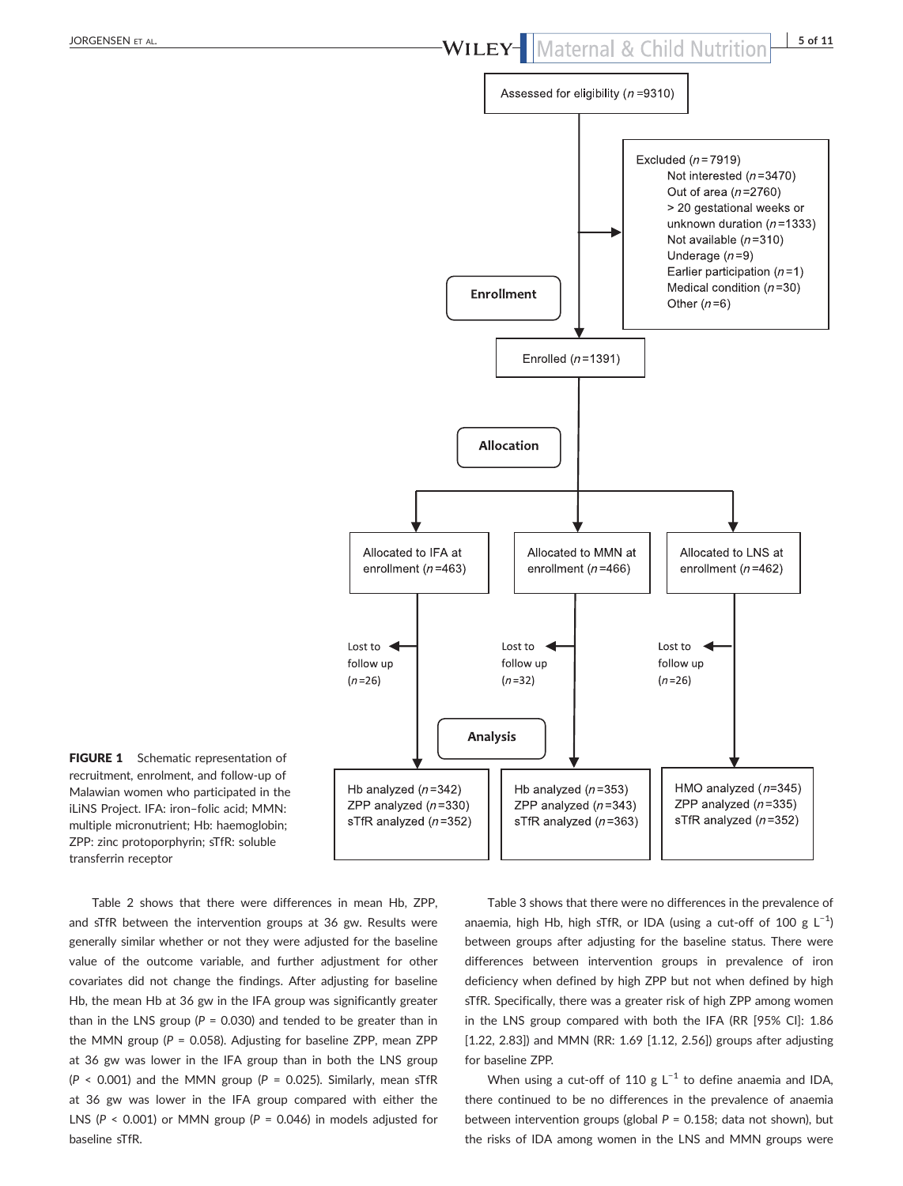Assessed for eligibility (n = 9310)

Excluded (n = 7919)
- Not interested (n = 3470)
- Out of area (n = 2760)
- > 20 gestational weeks or unknown duration (n = 1333)
- Not available (n = 310)
- Underage (n = 9)
- Earlier participation (n = 1)
- Medical condition (n = 30)
- Other (n = 6)

**Enrollment**

Enrolled (n = 1391)

**Allocation**

| Allocated to IFA at enrollment (n = 463) | Allocated to MMN at enrollment (n = 466) | Allocated to LNS at enrollment (n = 462) |
|---|---|---|
| Lost to follow up (n = 26) | Lost to follow up (n = 32) | Lost to follow up (n = 26) |

**Analysis**

| IFA | MMN | LNS |
|---|---|---|
| Hb analyzed (n = 342) | Hb analyzed (n = 353) | HMO analyzed (n = 345) |
| ZPP analyzed (n = 330) | ZPP analyzed (n = 343) | ZPP analyzed (n = 335) |
| sTfR analyzed (n = 352) | sTfR analyzed (n = 363) | sTfR analyzed (n = 352) |

**FIGURE 1** Schematic representation of recruitment, enrolment, and follow-up of Malawian women who participated in the iLiNS Project. IFA: iron–folic acid; MMN: multiple micronutrient; Hb: haemoglobin; ZPP: zinc protoporphyrin; sTfR: soluble transferrin receptor

Table 2 shows that there were differences in mean Hb, ZPP, and sTfR between the intervention groups at 36 gw. Results were generally similar whether or not they were adjusted for the baseline value of the outcome variable, and further adjustment for other covariates did not change the findings. After adjusting for baseline Hb, the mean Hb at 36 gw in the IFA group was significantly greater than in the LNS group ($P$ = 0.030) and tended to be greater than in the MMN group ($P$ = 0.058). Adjusting for baseline ZPP, mean ZPP at 36 gw was lower in the IFA group than in both the LNS group ($P$ < 0.001) and the MMN group ($P$ = 0.025). Similarly, mean sTfR at 36 gw was lower in the IFA group compared with either the LNS ($P$ < 0.001) or MMN group ($P$ = 0.046) in models adjusted for baseline sTfR.

Table 3 shows that there were no differences in the prevalence of anaemia, high Hb, high sTfR, or IDA (using a cut-off of 100 g $L^{-1}$) between groups after adjusting for the baseline status. There were differences between intervention groups in prevalence of iron deficiency when defined by high ZPP but not when defined by high sTfR. Specifically, there was a greater risk of high ZPP among women in the LNS group compared with both the IFA (RR [95% CI]: 1.86 [1.22, 2.83]) and MMN (RR: 1.69 [1.12, 2.56]) groups after adjusting for baseline ZPP.

When using a cut-off of 110 g $L^{-1}$ to define anaemia and IDA, there continued to be no differences in the prevalence of anaemia between intervention groups (global $P$ = 0.158; data not shown), but the risks of IDA among women in the LNS and MMN groups were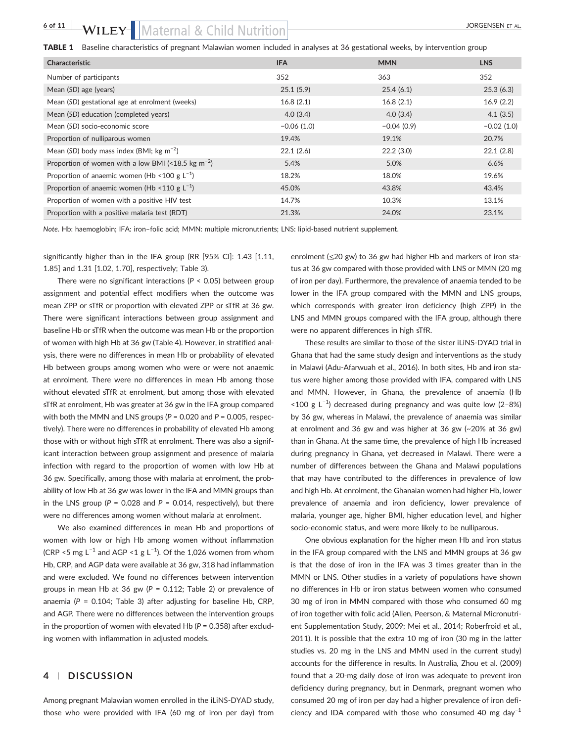**TABLE 1** Baseline characteristics of pregnant Malawian women included in analyses at 36 gestational weeks, by intervention group

| Characteristic | IFA | MMN | LNS |
| --- | --- | --- | --- |
| Number of participants | 352 | 363 | 352 |
| Mean (*SD*) age (years) | 25.1 (5.9) | 25.4 (6.1) | 25.3 (6.3) |
| Mean (*SD*) gestational age at enrolment (weeks) | 16.8 (2.1) | 16.8 (2.1) | 16.9 (2.2) |
| Mean (*SD*) education (completed years) | 4.0 (3.4) | 4.0 (3.4) | 4.1 (3.5) |
| Mean (*SD*) socio-economic score | −0.06 (1.0) | −0.04 (0.9) | −0.02 (1.0) |
| Proportion of nulliparous women | 19.4% | 19.1% | 20.7% |
| Mean (*SD*) body mass index (BMI; kg $m^{-2}$) | 22.1 (2.6) | 22.2 (3.0) | 22.1 (2.8) |
| Proportion of women with a low BMI (<18.5 kg $m^{-2}$) | 5.4% | 5.0% | 6.6% |
| Proportion of anaemic women (Hb <100 g $L^{-1}$) | 18.2% | 18.0% | 19.6% |
| Proportion of anaemic women (Hb <110 g $L^{-1}$) | 45.0% | 43.8% | 43.4% |
| Proportion of women with a positive HIV test | 14.7% | 10.3% | 13.1% |
| Proportion with a positive malaria test (RDT) | 21.3% | 24.0% | 23.1% |

*Note*. Hb: haemoglobin; IFA: iron–folic acid; MMN: multiple micronutrients; LNS: lipid-based nutrient supplement.

significantly higher than in the IFA group (RR [95% CI]: 1.43 [1.11, 1.85] and 1.31 [1.02, 1.70], respectively; Table 3).

There were no significant interactions ($P < 0.05$) between group assignment and potential effect modifiers when the outcome was mean ZPP or sTfR or proportion with elevated ZPP or sTfR at 36 gw. There were significant interactions between group assignment and baseline Hb or sTfR when the outcome was mean Hb or the proportion of women with high Hb at 36 gw (Table 4). However, in stratified analysis, there were no differences in mean Hb or probability of elevated Hb between groups among women who were or were not anaemic at enrolment. There were no differences in mean Hb among those without elevated sTfR at enrolment, but among those with elevated sTfR at enrolment, Hb was greater at 36 gw in the IFA group compared with both the MMN and LNS groups ($P = 0.020$ and $P = 0.005$, respectively). There were no differences in probability of elevated Hb among those with or without high sTfR at enrolment. There was also a significant interaction between group assignment and presence of malaria infection with regard to the proportion of women with low Hb at 36 gw. Specifically, among those with malaria at enrolment, the probability of low Hb at 36 gw was lower in the IFA and MMN groups than in the LNS group ($P = 0.028$ and $P = 0.014$, respectively), but there were no differences among women without malaria at enrolment.

We also examined differences in mean Hb and proportions of women with low or high Hb among women without inflammation (CRP <5 mg $L^{-1}$ and AGP <1 g $L^{-1}$). Of the 1,026 women from whom Hb, CRP, and AGP data were available at 36 gw, 318 had inflammation and were excluded. We found no differences between intervention groups in mean Hb at 36 gw ($P = 0.112$; Table 2) or prevalence of anaemia ($P = 0.104$; Table 3) after adjusting for baseline Hb, CRP, and AGP. There were no differences between the intervention groups in the proportion of women with elevated Hb ($P = 0.358$) after excluding women with inflammation in adjusted models.

## 4 | DISCUSSION

Among pregnant Malawian women enrolled in the iLiNS-DYAD study, those who were provided with IFA (60 mg of iron per day) from enrolment (≤20 gw) to 36 gw had higher Hb and markers of iron status at 36 gw compared with those provided with LNS or MMN (20 mg of iron per day). Furthermore, the prevalence of anaemia tended to be lower in the IFA group compared with the MMN and LNS groups, which corresponds with greater iron deficiency (high ZPP) in the LNS and MMN groups compared with the IFA group, although there were no apparent differences in high sTfR.

These results are similar to those of the sister iLiNS-DYAD trial in Ghana that had the same study design and interventions as the study in Malawi (Adu-Afarwuah et al., 2016). In both sites, Hb and iron status were higher among those provided with IFA, compared with LNS and MMN. However, in Ghana, the prevalence of anaemia (Hb <100 g $L^{-1}$) decreased during pregnancy and was quite low (2–8%) by 36 gw, whereas in Malawi, the prevalence of anaemia was similar at enrolment and 36 gw and was higher at 36 gw (~20% at 36 gw) than in Ghana. At the same time, the prevalence of high Hb increased during pregnancy in Ghana, yet decreased in Malawi. There were a number of differences between the Ghana and Malawi populations that may have contributed to the differences in prevalence of low and high Hb. At enrolment, the Ghanaian women had higher Hb, lower prevalence of anaemia and iron deficiency, lower prevalence of malaria, younger age, higher BMI, higher education level, and higher socio-economic status, and were more likely to be nulliparous.

One obvious explanation for the higher mean Hb and iron status in the IFA group compared with the LNS and MMN groups at 36 gw is that the dose of iron in the IFA was 3 times greater than in the MMN or LNS. Other studies in a variety of populations have shown no differences in Hb or iron status between women who consumed 30 mg of iron in MMN compared with those who consumed 60 mg of iron together with folic acid (Allen, Peerson, & Maternal Micronutrient Supplementation Study, 2009; Mei et al., 2014; Roberfroid et al., 2011). It is possible that the extra 10 mg of iron (30 mg in the latter studies vs. 20 mg in the LNS and MMN used in the current study) accounts for the difference in results. In Australia, Zhou et al. (2009) found that a 20-mg daily dose of iron was adequate to prevent iron deficiency during pregnancy, but in Denmark, pregnant women who consumed 20 mg of iron per day had a higher prevalence of iron deficiency and IDA compared with those who consumed 40 mg $day^{-1}$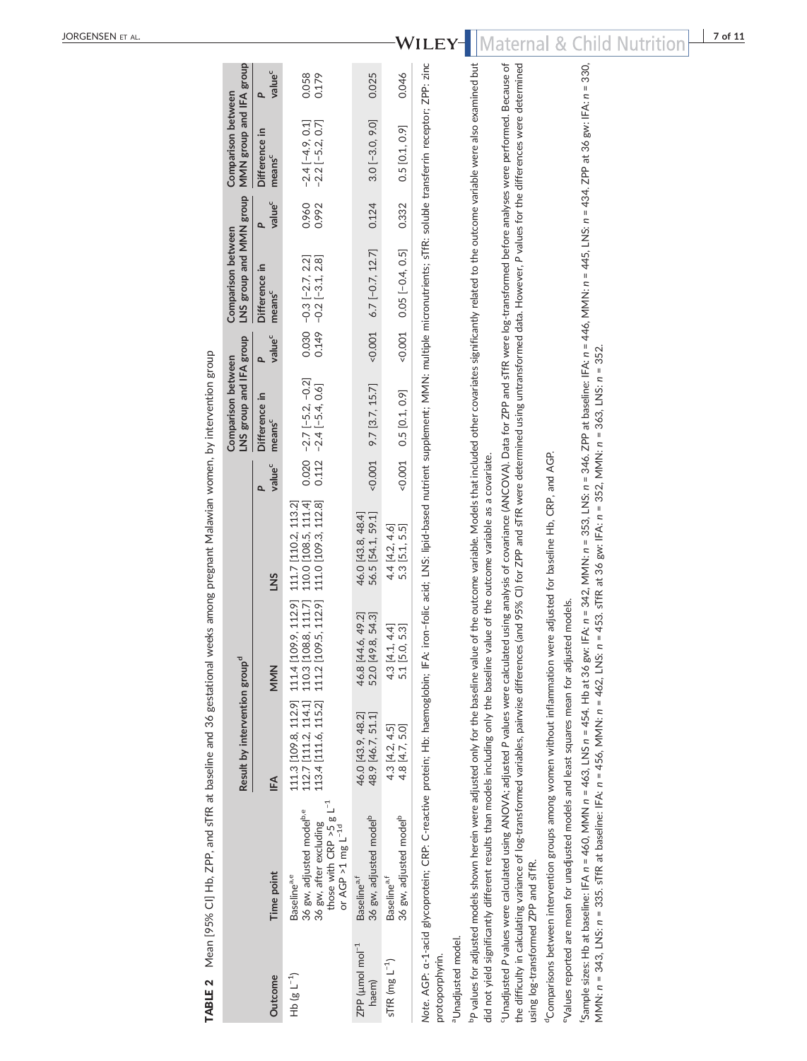**TABLE 2** Mean [95% CI] Hb, ZPP, and sTfR at baseline and 36 gestational weeks among pregnant Malawian women, by intervention group

| Outcome | Time point | Result by intervention group[d] | | | | Comparison between LNS group and IFA group | | Comparison between LNS group and MMN group | | Comparison between MMN group and IFA group | |
|---|---|---|---|---|---|---|---|---|---|---|---|
| | | IFA | MMN | LNS | P value[c] | Difference in means[c] | P value[c] | Difference in means[c] | P value[c] | Difference in means[c] | P value[c] |
| Hb (g L$^{-1}$) | Baseline[a,e] | 111.3 [109.8, 112.9] | 111.4 [109.9, 112.9] | 111.7 [110.2, 113.2] | | | | | | | |
| | 36 gw, adjusted model[b,e] | 112.7 [111.2, 114.1] | 110.3 [108.8, 111.7] | 110.0 [108.5, 111.4] | 0.020 | −2.7 [−5.2, −0.2] | 0.030 | −0.3 [−2.7, 2.2] | 0.960 | −2.4 [−4.9, 0.1] | 0.058 |
| | 36 gw, after excluding those with CRP >5 g L$^{-1}$ or AGP >1 mg L$^{-1d}$ | 113.4 [111.6, 115.2] | 111.2 [109.5, 112.9] | 111.0 [109.3, 112.8] | 0.112 | −2.4 [−5.4, 0.6] | 0.149 | −0.2 [−3.1, 2.8] | 0.992 | −2.2 [−5.2, 0.7] | 0.179 |
| ZPP (μmol mol$^{-1}$ haem) | Baseline[a,f] | 46.0 [43.9, 48.2] | 46.8 [44.6, 49.2] | 46.0 [43.8, 48.4] | | | | | | | |
| | 36 gw, adjusted model[b] | 48.9 [46.7, 51.1] | 52.0 [49.8, 54.3] | 56.5 [54.1, 59.1] | <0.001 | 9.7 [3.7, 15.7] | <0.001 | 6.7 [−0.7, 12.7] | 0.124 | 3.0 [−3.0, 9.0] | 0.025 |
| sTfR (mg L$^{-1}$) | Baseline[a,f] | 4.3 [4.2, 4.5] | 4.3 [4.1, 4.4] | 4.4 [4.2, 4.6] | | | | | | | |
| | 36 gw, adjusted model[b] | 4.8 [4.7, 5.0] | 5.1 [5.0, 5.3] | 5.3 [5.1, 5.5] | <0.001 | 0.5 [0.1, 0.9] | <0.001 | 0.05 [−0.4, 0.5] | 0.332 | 0.5 [0.1, 0.9] | 0.046 |

*Note.* AGP: α-1-acid glycoprotein; CRP: C-reactive protein; Hb: haemoglobin; IFA: iron–folic acid; LNS: lipid-based nutrient supplement; MMN: multiple micronutrients; sTfR: soluble transferrin receptor; ZPP: zinc protoporphyrin.

[a]Unadjusted model.

[b]P values for adjusted models shown herein were adjusted only for the baseline value of the outcome variable. Models that included other covariates significantly related to the outcome variable were also examined but did not yield significantly different results than models including only the baseline value of the outcome variable as a covariate.

[c]Unadjusted P values were calculated using ANOVA; adjusted P values were calculated using analysis of covariance (ANCOVA). Data for ZPP and sTfR were log-transformed before analyses were performed. Because of the difficulty in calculating variance of log-transformed variables, pairwise differences (and 95% CI) for ZPP and sTfR were determined using untransformed data. However, P values for the differences were determined using log-transformed ZPP and sTfR.

[d]Comparisons between intervention groups among women without inflammation were adjusted for baseline Hb, CRP, and AGP.

[e]Values reported are mean for unadjusted models and least squares mean for adjusted models.

[f]Sample sizes: Hb at baseline: IFA *n* = 460, MMN *n* = 463, LNS *n* = 454. Hb at 36 gw: IFA: *n* = 342, MMN: *n* = 353, LNS: *n* = 346. ZPP at baseline: IFA: *n* = 446, MMN: *n* = 445, LNS: *n* = 434. ZPP at 36 gw: IFA: *n* = 330, MMN: *n* = 343, LNS: *n* = 335. sTfR at baseline: IFA: *n* = 456, MMN: *n* = 462, LNS: *n* = 453. sTfR at 36 gw: IFA: *n* = 352, MMN: *n* = 363, LNS: *n* = 352.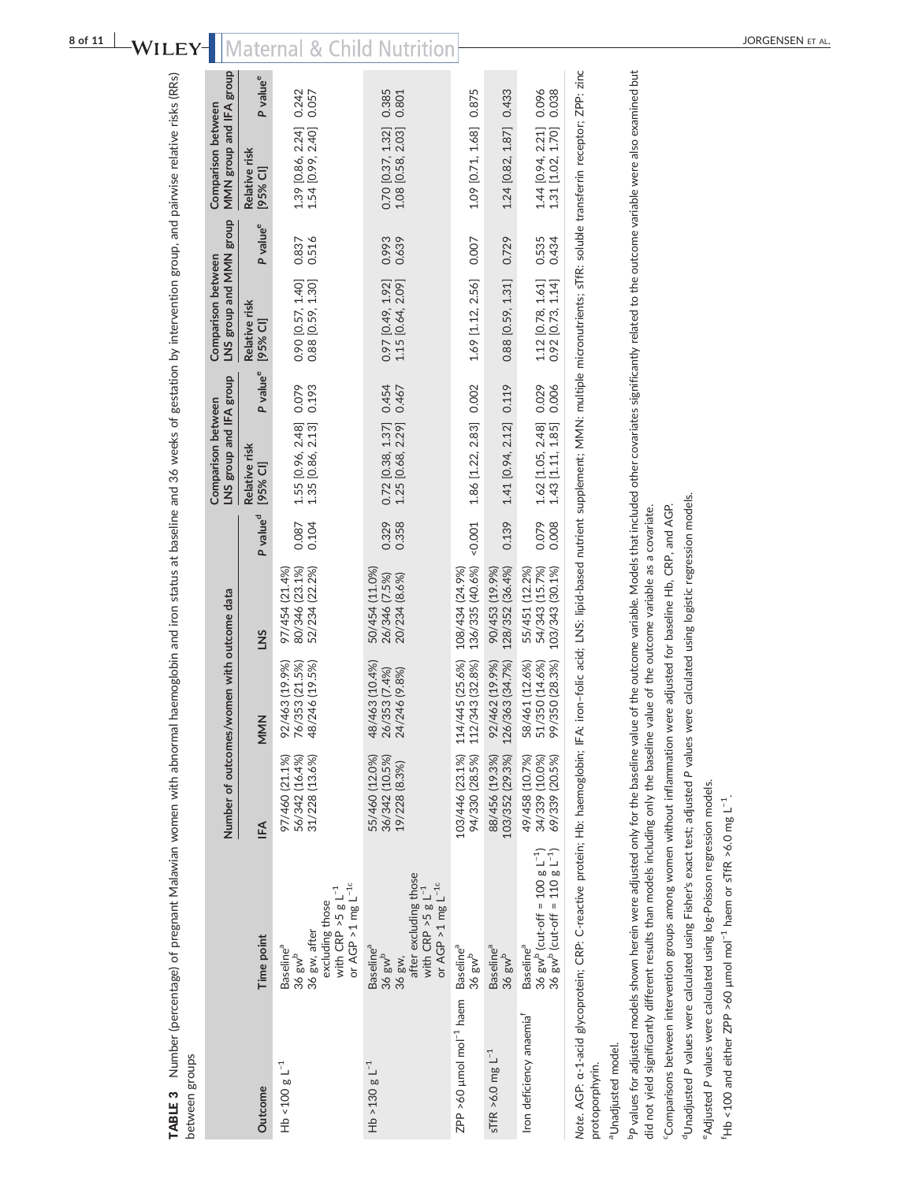**TABLE 3** Number (percentage) of pregnant Malawian women with abnormal haemoglobin and iron status at baseline and 36 weeks of gestation by intervention group, and pairwise relative risks (RRs) between groups

| Outcome | Time point | Number of outcomes/women with outcome data | | | | Comparison between LNS group and IFA group | | Comparison between LNS group and MMN group | | Comparison between MMN group and IFA group | |
|---|---|---|---|---|---|---|---|---|---|---|---|
| | | IFA | MMN | LNS | P value[d] | Relative risk [95% CI] | P value[e] | Relative risk [95% CI] | P value[e] | Relative risk [95% CI] | P value[e] |
| Hb <100 g L$^{-1}$ | Baseline[a] | 97/460 (21.1%) | 92/463 (19.9%) | 97/454 (21.4%) | | | | | | | |
| | 36 gw[b] | 56/342 (16.4%) | 76/353 (21.5%) | 80/346 (23.1%) | 0.087 | 1.55 [0.96, 2.48] | 0.079 | 0.90 [0.57, 1.40] | 0.837 | 1.39 [0.86, 2.24] | 0.242 |
| | 36 gw, after excluding those with CRP >5 g L$^{-1}$ or AGP >1 mg L$^{-1c}$ | 31/228 (13.6%) | 48/246 (19.5%) | 52/234 (22.2%) | 0.104 | 1.35 [0.86, 2.13] | 0.193 | 0.88 [0.59, 1.30] | 0.516 | 1.54 [0.99, 2.40] | 0.057 |
| Hb >130 g L$^{-1}$ | Baseline[a] | 55/460 (12.0%) | 48/463 (10.4%) | 50/454 (11.0%) | | | | | | | |
| | 36 gw[b] | 36/342 (10.5%) | 26/353 (7.4%) | 26/346 (7.5%) | 0.329 | 0.72 [0.38, 1.37] | 0.454 | 0.97 [0.49, 1.92] | 0.993 | 0.70 [0.37, 1.32] | 0.385 |
| | 36 gw, after excluding those with CRP >5 g L$^{-1}$ or AGP >1 mg L$^{-1c}$ | 19/228 (8.3%) | 24/246 (9.8%) | 20/234 (8.6%) | 0.358 | 1.25 [0.68, 2.29] | 0.467 | 1.15 [0.64, 2.09] | 0.639 | 1.08 [0.58, 2.03] | 0.801 |
| ZPP >60 μmol mol$^{-1}$ haem | Baseline[a] | 103/446 (23.1%) | 114/445 (25.6%) | 108/434 (24.9%) | | | | | | | |
| | 36 gw[b] | 94/330 (28.5%) | 112/343 (32.8%) | 136/335 (40.6%) | <0.001 | 1.86 [1.22, 2.83] | 0.002 | 1.69 [1.12, 2.56] | 0.007 | 1.09 [0.71, 1.68] | 0.875 |
| sTfR >6.0 mg L$^{-1}$ | Baseline[a] | 88/456 (19.3%) | 92/462 (19.9%) | 90/453 (19.9%) | | | | | | | |
| | 36 gw[b] | 103/352 (29.3%) | 126/363 (34.7%) | 128/352 (36.4%) | 0.139 | 1.41 [0.94, 2.12] | 0.119 | 0.88 [0.59, 1.31] | 0.729 | 1.24 [0.82, 1.87] | 0.433 |
| Iron deficiency anaemia[f] | Baseline[a] | 49/458 (10.7%) | 58/461 (12.6%) | 55/451 (12.2%) | | | | | | | |
| | 36 gw[b] (cut-off = 100 g L$^{-1}$) | 34/339 (10.0%) | 51/350 (14.6%) | 54/343 (15.7%) | 0.079 | 1.62 [1.05, 2.48] | 0.029 | 1.12 [0.78, 1.61] | 0.535 | 1.44 [0.94, 2.21] | 0.096 |
| | 36 gw[b] (cut-off = 110 g L$^{-1}$) | 69/339 (20.5%) | 99/350 (28.3%) | 103/343 (30.1%) | 0.008 | 1.43 [1.11, 1.85] | 0.006 | 0.92 [0.73, 1.14] | 0.434 | 1.31 [1.02, 1.70] | 0.038 |

*Note*. AGP: α-1-acid glycoprotein; CRP: C-reactive protein; Hb: haemoglobin; IFA: iron–folic acid; LNS: lipid-based nutrient supplement; MMN: multiple micronutrients; sTfR: soluble transferrin receptor; ZPP: zinc protoporphyrin.

[a]Unadjusted model.

[b]P values for adjusted models shown herein were adjusted only for the baseline value of the outcome variable. Models that included other covariates significantly related to the outcome variable were also examined but did not yield significantly different results than models including only the baseline value of the outcome variable as a covariate.

[c]Comparisons between intervention groups among women without inflammation were adjusted for baseline Hb, CRP, and AGP.

[d]Unadjusted P values were calculated using Fisher's exact test; adjusted P values were calculated using logistic regression models.

[e]Adjusted P values were calculated using log-Poisson regression models.

[f]Hb <100 and either ZPP >60 μmol mol$^{-1}$ haem or sTfR >6.0 mg L$^{-1}$.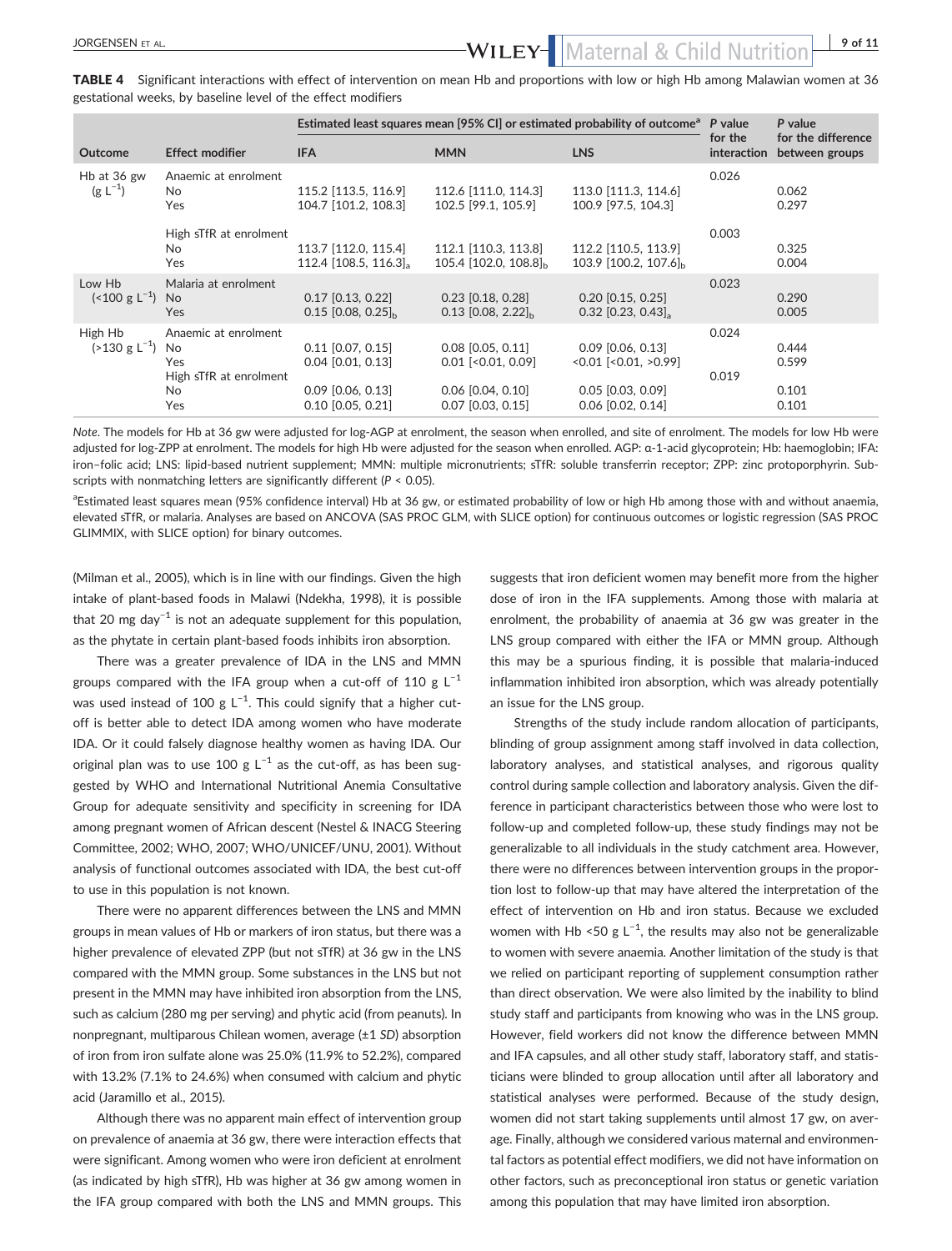**TABLE 4** Significant interactions with effect of intervention on mean Hb and proportions with low or high Hb among Malawian women at 36 gestational weeks, by baseline level of the effect modifiers

| Outcome | Effect modifier | Estimated least squares mean [95% CI] or estimated probability of outcome[a] | | | P value for the interaction | P value for the difference between groups |
|---|---|---|---|---|---|---|
| | | IFA | MMN | LNS | | |
| Hb at 36 gw ($g\ L^{-1}$) | Anaemic at enrolment | | | | 0.026 | |
| | No | 115.2 [113.5, 116.9] | 112.6 [111.0, 114.3] | 113.0 [111.3, 114.6] | | 0.062 |
| | Yes | 104.7 [101.2, 108.3] | 102.5 [99.1, 105.9] | 100.9 [97.5, 104.3] | | 0.297 |
| | High sTfR at enrolment | | | | 0.003 | |
| | No | 113.7 [112.0, 115.4] | 112.1 [110.3, 113.8] | 112.2 [110.5, 113.9] | | 0.325 |
| | Yes | 112.4 [108.5, 116.3]$_a$ | 105.4 [102.0, 108.8]$_b$ | 103.9 [100.2, 107.6]$_b$ | | 0.004 |
| Low Hb ($<100\ g\ L^{-1}$) | Malaria at enrolment | | | | 0.023 | |
| | No | 0.17 [0.13, 0.22] | 0.23 [0.18, 0.28] | 0.20 [0.15, 0.25] | | 0.290 |
| | Yes | 0.15 [0.08, 0.25]$_b$ | 0.13 [0.08, 2.22]$_b$ | 0.32 [0.23, 0.43]$_a$ | | 0.005 |
| High Hb ($>130\ g\ L^{-1}$) | Anaemic at enrolment | | | | 0.024 | |
| | No | 0.11 [0.07, 0.15] | 0.08 [0.05, 0.11] | 0.09 [0.06, 0.13] | | 0.444 |
| | Yes | 0.04 [0.01, 0.13] | 0.01 [<0.01, 0.09] | <0.01 [<0.01, >0.99] | | 0.599 |
| | High sTfR at enrolment | | | | 0.019 | |
| | No | 0.09 [0.06, 0.13] | 0.06 [0.04, 0.10] | 0.05 [0.03, 0.09] | | 0.101 |
| | Yes | 0.10 [0.05, 0.21] | 0.07 [0.03, 0.15] | 0.06 [0.02, 0.14] | | 0.101 |

*Note*. The models for Hb at 36 gw were adjusted for log-AGP at enrolment, the season when enrolled, and site of enrolment. The models for low Hb were adjusted for log-ZPP at enrolment. The models for high Hb were adjusted for the season when enrolled. AGP: α-1-acid glycoprotein; Hb: haemoglobin; IFA: iron–folic acid; LNS: lipid-based nutrient supplement; MMN: multiple micronutrients; sTfR: soluble transferrin receptor; ZPP: zinc protoporphyrin. Subscripts with nonmatching letters are significantly different ($P < 0.05$).

[a]Estimated least squares mean (95% confidence interval) Hb at 36 gw, or estimated probability of low or high Hb among those with and without anaemia, elevated sTfR, or malaria. Analyses are based on ANCOVA (SAS PROC GLM, with SLICE option) for continuous outcomes or logistic regression (SAS PROC GLIMMIX, with SLICE option) for binary outcomes.

(Milman et al., 2005), which is in line with our findings. Given the high intake of plant-based foods in Malawi (Ndekha, 1998), it is possible that 20 mg $day^{-1}$ is not an adequate supplement for this population, as the phytate in certain plant-based foods inhibits iron absorption.

There was a greater prevalence of IDA in the LNS and MMN groups compared with the IFA group when a cut-off of 110 $g\ L^{-1}$ was used instead of 100 $g\ L^{-1}$. This could signify that a higher cut-off is better able to detect IDA among women who have moderate IDA. Or it could falsely diagnose healthy women as having IDA. Our original plan was to use 100 $g\ L^{-1}$ as the cut-off, as has been suggested by WHO and International Nutritional Anemia Consultative Group for adequate sensitivity and specificity in screening for IDA among pregnant women of African descent (Nestel & INACG Steering Committee, 2002; WHO, 2007; WHO/UNICEF/UNU, 2001). Without analysis of functional outcomes associated with IDA, the best cut-off to use in this population is not known.

There were no apparent differences between the LNS and MMN groups in mean values of Hb or markers of iron status, but there was a higher prevalence of elevated ZPP (but not sTfR) at 36 gw in the LNS compared with the MMN group. Some substances in the LNS but not present in the MMN may have inhibited iron absorption from the LNS, such as calcium (280 mg per serving) and phytic acid (from peanuts). In nonpregnant, multiparous Chilean women, average (±1 *SD*) absorption of iron from iron sulfate alone was 25.0% (11.9% to 52.2%), compared with 13.2% (7.1% to 24.6%) when consumed with calcium and phytic acid (Jaramillo et al., 2015).

Although there was no apparent main effect of intervention group on prevalence of anaemia at 36 gw, there were interaction effects that were significant. Among women who were iron deficient at enrolment (as indicated by high sTfR), Hb was higher at 36 gw among women in the IFA group compared with both the LNS and MMN groups. This suggests that iron deficient women may benefit more from the higher dose of iron in the IFA supplements. Among those with malaria at enrolment, the probability of anaemia at 36 gw was greater in the LNS group compared with either the IFA or MMN group. Although this may be a spurious finding, it is possible that malaria-induced inflammation inhibited iron absorption, which was already potentially an issue for the LNS group.

Strengths of the study include random allocation of participants, blinding of group assignment among staff involved in data collection, laboratory analyses, and statistical analyses, and rigorous quality control during sample collection and laboratory analysis. Given the difference in participant characteristics between those who were lost to follow-up and completed follow-up, these study findings may not be generalizable to all individuals in the study catchment area. However, there were no differences between intervention groups in the proportion lost to follow-up that may have altered the interpretation of the effect of intervention on Hb and iron status. Because we excluded women with Hb <50 $g\ L^{-1}$, the results may also not be generalizable to women with severe anaemia. Another limitation of the study is that we relied on participant reporting of supplement consumption rather than direct observation. We were also limited by the inability to blind study staff and participants from knowing who was in the LNS group. However, field workers did not know the difference between MMN and IFA capsules, and all other study staff, laboratory staff, and statisticians were blinded to group allocation until after all laboratory and statistical analyses were performed. Because of the study design, women did not start taking supplements until almost 17 gw, on average. Finally, although we considered various maternal and environmental factors as potential effect modifiers, we did not have information on other factors, such as preconceptional iron status or genetic variation among this population that may have limited iron absorption.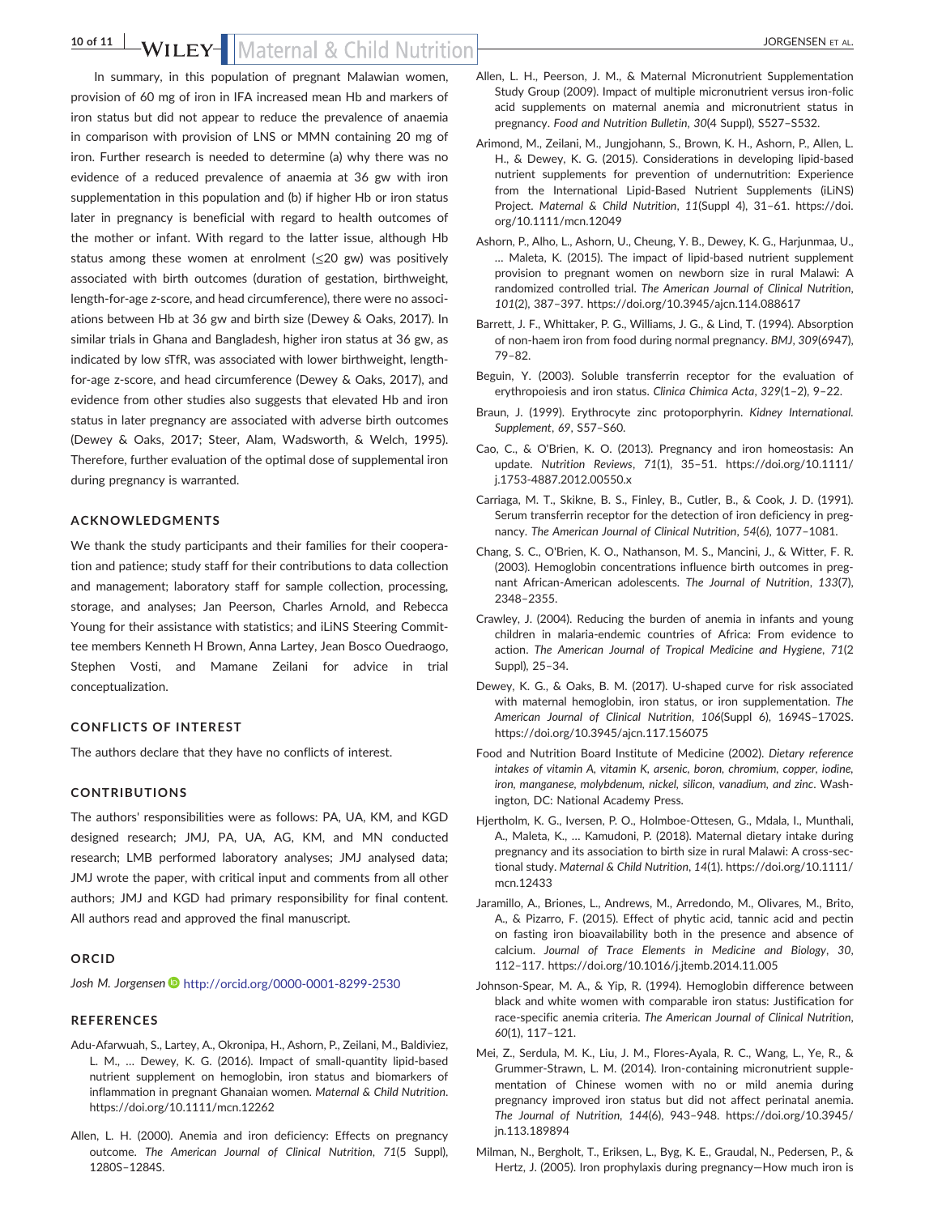In summary, in this population of pregnant Malawian women, provision of 60 mg of iron in IFA increased mean Hb and markers of iron status but did not appear to reduce the prevalence of anaemia in comparison with provision of LNS or MMN containing 20 mg of iron. Further research is needed to determine (a) why there was no evidence of a reduced prevalence of anaemia at 36 gw with iron supplementation in this population and (b) if higher Hb or iron status later in pregnancy is beneficial with regard to health outcomes of the mother or infant. With regard to the latter issue, although Hb status among these women at enrolment (≤20 gw) was positively associated with birth outcomes (duration of gestation, birthweight, length-for-age *z*-score, and head circumference), there were no associations between Hb at 36 gw and birth size (Dewey & Oaks, 2017). In similar trials in Ghana and Bangladesh, higher iron status at 36 gw, as indicated by low sTfR, was associated with lower birthweight, length-for-age z-score, and head circumference (Dewey & Oaks, 2017), and evidence from other studies also suggests that elevated Hb and iron status in later pregnancy are associated with adverse birth outcomes (Dewey & Oaks, 2017; Steer, Alam, Wadsworth, & Welch, 1995). Therefore, further evaluation of the optimal dose of supplemental iron during pregnancy is warranted.

## ACKNOWLEDGMENTS

We thank the study participants and their families for their cooperation and patience; study staff for their contributions to data collection and management; laboratory staff for sample collection, processing, storage, and analyses; Jan Peerson, Charles Arnold, and Rebecca Young for their assistance with statistics; and iLiNS Steering Committee members Kenneth H Brown, Anna Lartey, Jean Bosco Ouedraogo, Stephen Vosti, and Mamane Zeilani for advice in trial conceptualization.

## CONFLICTS OF INTEREST

The authors declare that they have no conflicts of interest.

## CONTRIBUTIONS

The authors' responsibilities were as follows: PA, UA, KM, and KGD designed research; JMJ, PA, UA, AG, KM, and MN conducted research; LMB performed laboratory analyses; JMJ analysed data; JMJ wrote the paper, with critical input and comments from all other authors; JMJ and KGD had primary responsibility for final content. All authors read and approved the final manuscript.

## ORCID

*Josh M. Jorgensen* http://orcid.org/0000-0001-8299-2530

## REFERENCES

Adu-Afarwuah, S., Lartey, A., Okronipa, H., Ashorn, P., Zeilani, M., Baldiviez, L. M., … Dewey, K. G. (2016). Impact of small-quantity lipid-based nutrient supplement on hemoglobin, iron status and biomarkers of inflammation in pregnant Ghanaian women. *Maternal & Child Nutrition*. https://doi.org/10.1111/mcn.12262

Allen, L. H. (2000). Anemia and iron deficiency: Effects on pregnancy outcome. *The American Journal of Clinical Nutrition*, *71*(5 Suppl), 1280S–1284S.

Allen, L. H., Peerson, J. M., & Maternal Micronutrient Supplementation Study Group (2009). Impact of multiple micronutrient versus iron-folic acid supplements on maternal anemia and micronutrient status in pregnancy. *Food and Nutrition Bulletin*, *30*(4 Suppl), S527–S532.

Arimond, M., Zeilani, M., Jungjohann, S., Brown, K. H., Ashorn, P., Allen, L. H., & Dewey, K. G. (2015). Considerations in developing lipid-based nutrient supplements for prevention of undernutrition: Experience from the International Lipid-Based Nutrient Supplements (iLiNS) Project. *Maternal & Child Nutrition*, *11*(Suppl 4), 31–61. https://doi.org/10.1111/mcn.12049

Ashorn, P., Alho, L., Ashorn, U., Cheung, Y. B., Dewey, K. G., Harjunmaa, U., … Maleta, K. (2015). The impact of lipid-based nutrient supplement provision to pregnant women on newborn size in rural Malawi: A randomized controlled trial. *The American Journal of Clinical Nutrition*, *101*(2), 387–397. https://doi.org/10.3945/ajcn.114.088617

Barrett, J. F., Whittaker, P. G., Williams, J. G., & Lind, T. (1994). Absorption of non-haem iron from food during normal pregnancy. *BMJ*, *309*(6947), 79–82.

Beguin, Y. (2003). Soluble transferrin receptor for the evaluation of erythropoiesis and iron status. *Clinica Chimica Acta*, *329*(1–2), 9–22.

Braun, J. (1999). Erythrocyte zinc protoporphyrin. *Kidney International. Supplement*, *69*, S57–S60.

Cao, C., & O'Brien, K. O. (2013). Pregnancy and iron homeostasis: An update. *Nutrition Reviews*, *71*(1), 35–51. https://doi.org/10.1111/j.1753-4887.2012.00550.x

Carriaga, M. T., Skikne, B. S., Finley, B., Cutler, B., & Cook, J. D. (1991). Serum transferrin receptor for the detection of iron deficiency in pregnancy. *The American Journal of Clinical Nutrition*, *54*(6), 1077–1081.

Chang, S. C., O'Brien, K. O., Nathanson, M. S., Mancini, J., & Witter, F. R. (2003). Hemoglobin concentrations influence birth outcomes in pregnant African-American adolescents. *The Journal of Nutrition*, *133*(7), 2348–2355.

Crawley, J. (2004). Reducing the burden of anemia in infants and young children in malaria-endemic countries of Africa: From evidence to action. *The American Journal of Tropical Medicine and Hygiene*, *71*(2 Suppl), 25–34.

Dewey, K. G., & Oaks, B. M. (2017). U-shaped curve for risk associated with maternal hemoglobin, iron status, or iron supplementation. *The American Journal of Clinical Nutrition*, *106*(Suppl 6), 1694S–1702S. https://doi.org/10.3945/ajcn.117.156075

Food and Nutrition Board Institute of Medicine (2002). *Dietary reference intakes of vitamin A, vitamin K, arsenic, boron, chromium, copper, iodine, iron, manganese, molybdenum, nickel, silicon, vanadium, and zinc*. Washington, DC: National Academy Press.

Hjertholm, K. G., Iversen, P. O., Holmboe-Ottesen, G., Mdala, I., Munthali, A., Maleta, K., … Kamudoni, P. (2018). Maternal dietary intake during pregnancy and its association to birth size in rural Malawi: A cross-sectional study. *Maternal & Child Nutrition*, *14*(1). https://doi.org/10.1111/mcn.12433

Jaramillo, A., Briones, L., Andrews, M., Arredondo, M., Olivares, M., Brito, A., & Pizarro, F. (2015). Effect of phytic acid, tannic acid and pectin on fasting iron bioavailability both in the presence and absence of calcium. *Journal of Trace Elements in Medicine and Biology*, *30*, 112–117. https://doi.org/10.1016/j.jtemb.2014.11.005

Johnson-Spear, M. A., & Yip, R. (1994). Hemoglobin difference between black and white women with comparable iron status: Justification for race-specific anemia criteria. *The American Journal of Clinical Nutrition*, *60*(1), 117–121.

Mei, Z., Serdula, M. K., Liu, J. M., Flores-Ayala, R. C., Wang, L., Ye, R., & Grummer-Strawn, L. M. (2014). Iron-containing micronutrient supplementation of Chinese women with no or mild anemia during pregnancy improved iron status but did not affect perinatal anemia. *The Journal of Nutrition*, *144*(6), 943–948. https://doi.org/10.3945/jn.113.189894

Milman, N., Bergholt, T., Eriksen, L., Byg, K. E., Graudal, N., Pedersen, P., & Hertz, J. (2005). Iron prophylaxis during pregnancy—How much iron is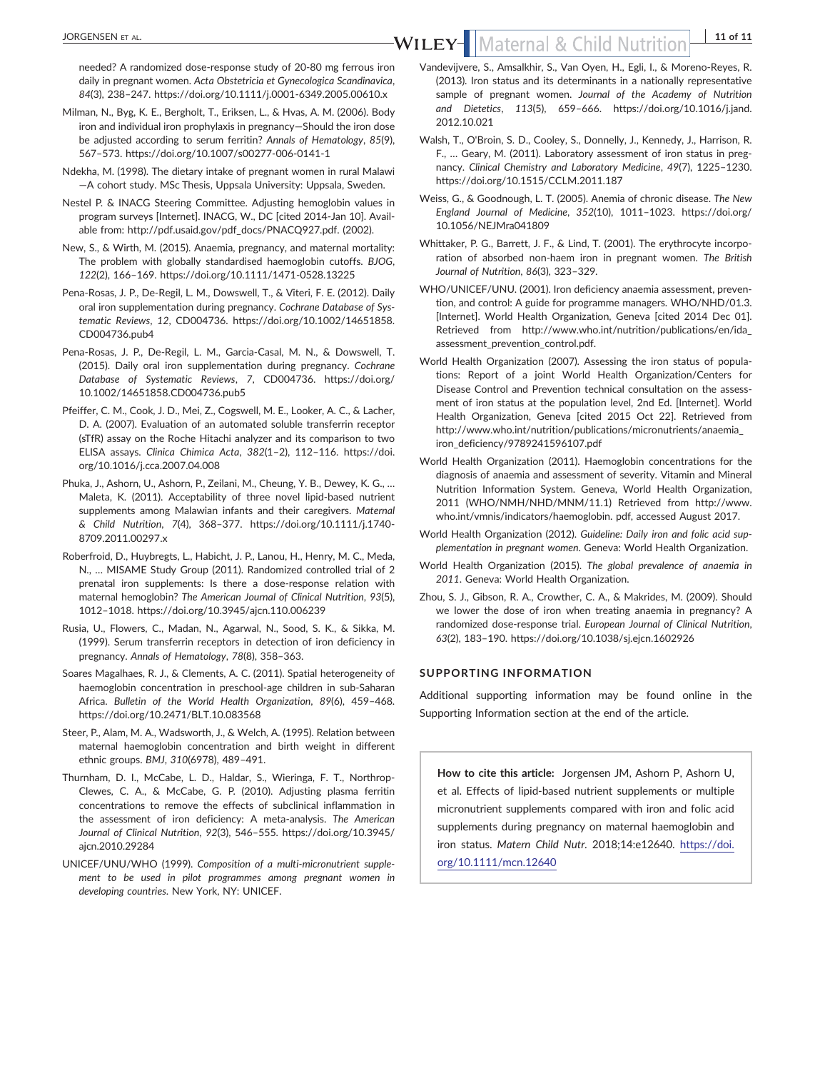needed? A randomized dose-response study of 20-80 mg ferrous iron daily in pregnant women. *Acta Obstetricia et Gynecologica Scandinavica*, *84*(3), 238–247. https://doi.org/10.1111/j.0001-6349.2005.00610.x

Milman, N., Byg, K. E., Bergholt, T., Eriksen, L., & Hvas, A. M. (2006). Body iron and individual iron prophylaxis in pregnancy—Should the iron dose be adjusted according to serum ferritin? *Annals of Hematology*, *85*(9), 567–573. https://doi.org/10.1007/s00277-006-0141-1

Ndekha, M. (1998). The dietary intake of pregnant women in rural Malawi—A cohort study. MSc Thesis, Uppsala University: Uppsala, Sweden.

Nestel P. & INACG Steering Committee. Adjusting hemoglobin values in program surveys [Internet]. INACG, W., DC [cited 2014-Jan 10]. Available from: http://pdf.usaid.gov/pdf_docs/PNACQ927.pdf. (2002).

New, S., & Wirth, M. (2015). Anaemia, pregnancy, and maternal mortality: The problem with globally standardised haemoglobin cutoffs. *BJOG*, *122*(2), 166–169. https://doi.org/10.1111/1471-0528.13225

Pena-Rosas, J. P., De-Regil, L. M., Dowswell, T., & Viteri, F. E. (2012). Daily oral iron supplementation during pregnancy. *Cochrane Database of Systematic Reviews*, *12*, CD004736. https://doi.org/10.1002/14651858.CD004736.pub4

Pena-Rosas, J. P., De-Regil, L. M., Garcia-Casal, M. N., & Dowswell, T. (2015). Daily oral iron supplementation during pregnancy. *Cochrane Database of Systematic Reviews*, *7*, CD004736. https://doi.org/10.1002/14651858.CD004736.pub5

Pfeiffer, C. M., Cook, J. D., Mei, Z., Cogswell, M. E., Looker, A. C., & Lacher, D. A. (2007). Evaluation of an automated soluble transferrin receptor (sTfR) assay on the Roche Hitachi analyzer and its comparison to two ELISA assays. *Clinica Chimica Acta*, *382*(1–2), 112–116. https://doi.org/10.1016/j.cca.2007.04.008

Phuka, J., Ashorn, U., Ashorn, P., Zeilani, M., Cheung, Y. B., Dewey, K. G., … Maleta, K. (2011). Acceptability of three novel lipid-based nutrient supplements among Malawian infants and their caregivers. *Maternal & Child Nutrition*, *7*(4), 368–377. https://doi.org/10.1111/j.1740-8709.2011.00297.x

Roberfroid, D., Huybregts, L., Habicht, J. P., Lanou, H., Henry, M. C., Meda, N., … MISAME Study Group (2011). Randomized controlled trial of 2 prenatal iron supplements: Is there a dose-response relation with maternal hemoglobin? *The American Journal of Clinical Nutrition*, *93*(5), 1012–1018. https://doi.org/10.3945/ajcn.110.006239

Rusia, U., Flowers, C., Madan, N., Agarwal, N., Sood, S. K., & Sikka, M. (1999). Serum transferrin receptors in detection of iron deficiency in pregnancy. *Annals of Hematology*, *78*(8), 358–363.

Soares Magalhaes, R. J., & Clements, A. C. (2011). Spatial heterogeneity of haemoglobin concentration in preschool-age children in sub-Saharan Africa. *Bulletin of the World Health Organization*, *89*(6), 459–468. https://doi.org/10.2471/BLT.10.083568

Steer, P., Alam, M. A., Wadsworth, J., & Welch, A. (1995). Relation between maternal haemoglobin concentration and birth weight in different ethnic groups. *BMJ*, *310*(6978), 489–491.

Thurnham, D. I., McCabe, L. D., Haldar, S., Wieringa, F. T., Northrop-Clewes, C. A., & McCabe, G. P. (2010). Adjusting plasma ferritin concentrations to remove the effects of subclinical inflammation in the assessment of iron deficiency: A meta-analysis. *The American Journal of Clinical Nutrition*, *92*(3), 546–555. https://doi.org/10.3945/ajcn.2010.29284

UNICEF/UNU/WHO (1999). *Composition of a multi-micronutrient supplement to be used in pilot programmes among pregnant women in developing countries*. New York, NY: UNICEF.

Vandevijvere, S., Amsalkhir, S., Van Oyen, H., Egli, I., & Moreno-Reyes, R. (2013). Iron status and its determinants in a nationally representative sample of pregnant women. *Journal of the Academy of Nutrition and Dietetics*, *113*(5), 659–666. https://doi.org/10.1016/j.jand.2012.10.021

Walsh, T., O'Broin, S. D., Cooley, S., Donnelly, J., Kennedy, J., Harrison, R. F., … Geary, M. (2011). Laboratory assessment of iron status in pregnancy. *Clinical Chemistry and Laboratory Medicine*, *49*(7), 1225–1230. https://doi.org/10.1515/CCLM.2011.187

Weiss, G., & Goodnough, L. T. (2005). Anemia of chronic disease. *The New England Journal of Medicine*, *352*(10), 1011–1023. https://doi.org/10.1056/NEJMra041809

Whittaker, P. G., Barrett, J. F., & Lind, T. (2001). The erythrocyte incorporation of absorbed non-haem iron in pregnant women. *The British Journal of Nutrition*, *86*(3), 323–329.

WHO/UNICEF/UNU. (2001). Iron deficiency anaemia assessment, prevention, and control: A guide for programme managers. WHO/NHD/01.3. [Internet]. World Health Organization, Geneva [cited 2014 Dec 01]. Retrieved from http://www.who.int/nutrition/publications/en/ida_assessment_prevention_control.pdf.

World Health Organization (2007). Assessing the iron status of populations: Report of a joint World Health Organization/Centers for Disease Control and Prevention technical consultation on the assessment of iron status at the population level, 2nd Ed. [Internet]. World Health Organization, Geneva [cited 2015 Oct 22]. Retrieved from http://www.who.int/nutrition/publications/micronutrients/anaemia_iron_deficiency/9789241596107.pdf

World Health Organization (2011). Haemoglobin concentrations for the diagnosis of anaemia and assessment of severity. Vitamin and Mineral Nutrition Information System. Geneva, World Health Organization, 2011 (WHO/NMH/NHD/MNM/11.1) Retrieved from http://www.who.int/vmnis/indicators/haemoglobin. pdf, accessed August 2017.

World Health Organization (2012). *Guideline: Daily iron and folic acid supplementation in pregnant women*. Geneva: World Health Organization.

World Health Organization (2015). *The global prevalence of anaemia in 2011*. Geneva: World Health Organization.

Zhou, S. J., Gibson, R. A., Crowther, C. A., & Makrides, M. (2009). Should we lower the dose of iron when treating anaemia in pregnancy? A randomized dose-response trial. *European Journal of Clinical Nutrition*, *63*(2), 183–190. https://doi.org/10.1038/sj.ejcn.1602926

## SUPPORTING INFORMATION

Additional supporting information may be found online in the Supporting Information section at the end of the article.

**How to cite this article:** Jorgensen JM, Ashorn P, Ashorn U, et al. Effects of lipid-based nutrient supplements or multiple micronutrient supplements compared with iron and folic acid supplements during pregnancy on maternal haemoglobin and iron status. *Matern Child Nutr*. 2018;14:e12640. https://doi.org/10.1111/mcn.12640